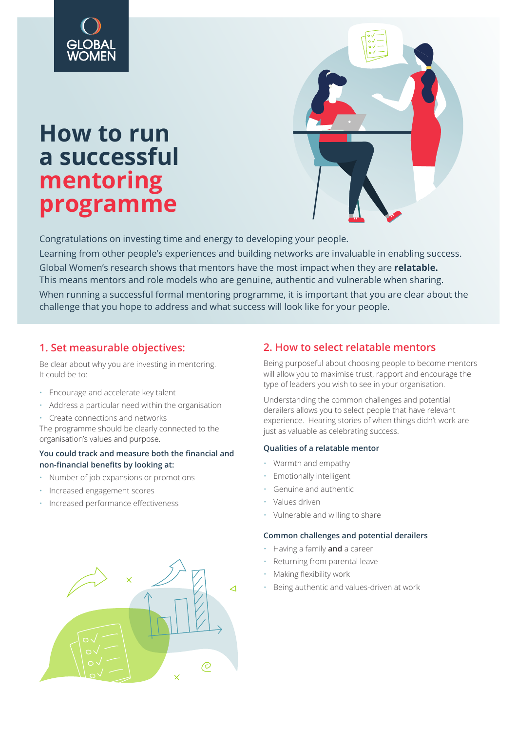GLOBAL WOMEN

# How to run a successful mentoring programme

Congratulations on investing time and energy to developing your people.

Learning from other people's experiences and building networks are invaluable in enabling success.

Global Women's research shows that mentors have the most impact when they are **relatable.** This means mentors and role models who are genuine, authentic and vulnerable when sharing.

When running a successful formal mentoring programme, it is important that you are clear about the challenge that you hope to address and what success will look like for your people.

## 1. Set measurable objectives:

Be clear about why you are investing in mentoring. It could be to:

- Encourage and accelerate key talent
- Address a particular need within the organisation
- Create connections and networks

The programme should be clearly connected to the organisation's values and purpose.

**You could track and measure both the financial and non-financial benefits by looking at:**

- Number of job expansions or promotions
- Increased engagement scores
- Increased performance effectiveness

## 2. How to select relatable mentors

Being purposeful about choosing people to become mentors will allow you to maximise trust, rapport and encourage the type of leaders you wish to see in your organisation.

Understanding the common challenges and potential derailers allows you to select people that have relevant experience. Hearing stories of when things didn't work are just as valuable as celebrating success.

### Qualities of a relatable mentor

- Warmth and empathy
- Emotionally intelligent
- Genuine and authentic
- Values driven
- Vulnerable and willing to share

### Common challenges and potential derailers

- Having a family **and** a career
- Returning from parental leave
- Making flexibility work
- Being authentic and values-driven at work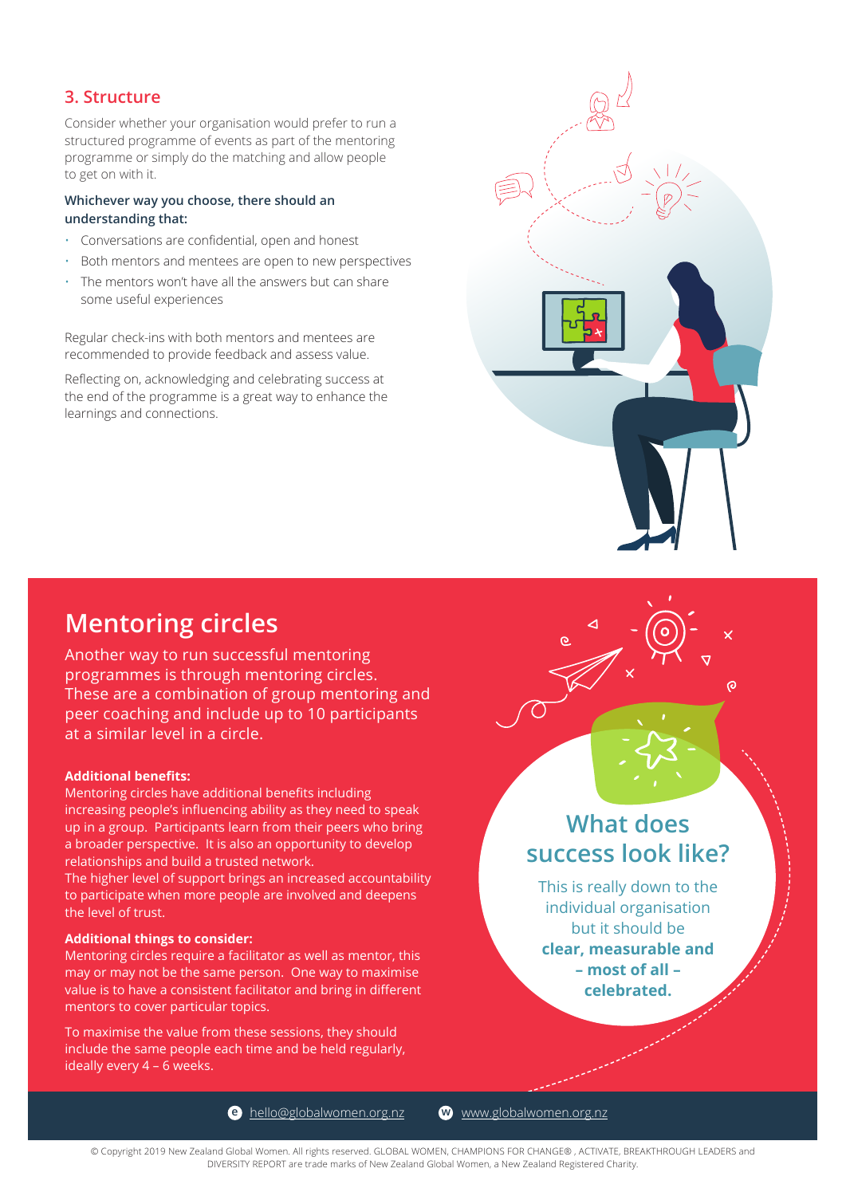### 3. Structure

Consider whether your organisation would prefer to run a structured programme of events as part of the mentoring programme or simply do the matching and allow people to get on with it.

**Whichever way you choose, there should an understanding that:**

- Conversations are confidential, open and honest
- Both mentors and mentees are open to new perspectives
- The mentors won't have all the answers but can share some useful experiences

Regular check-ins with both mentors and mentees are recommended to provide feedback and assess value.

Reflecting on, acknowledging and celebrating success at the end of the programme is a great way to enhance the learnings and connections.

## Mentoring circles

Another way to run successful mentoring programmes is through mentoring circles. These are a combination of group mentoring and peer coaching and include up to 10 participants at a similar level in a circle.

**Additional benefits:**

Mentoring circles have additional benefits including increasing people's influencing ability as they need to speak up in a group. Participants learn from their peers who bring a broader perspective. It is also an opportunity to develop relationships and build a trusted network.

The higher level of support brings an increased accountability to participate when more people are involved and deepens the level of trust.

**Additional things to consider:**

Mentoring circles require a facilitator as well as mentor, this may or may not be the same person. One way to maximise value is to have a consistent facilitator and bring in different mentors to cover particular topics.

To maximise the value from these sessions, they should include the same people each time and be held regularly, ideally every 4 – 6 weeks.

### What does success look like?

This is really down to the individual organisation but it should be **clear, measurable and – most of all – celebrated.**

e hello@globalwomen.org.nz  w www.globalwomen.org.nz

© Copyright 2019 New Zealand Global Women. All rights reserved. GLOBAL WOMEN, CHAMPIONS FOR CHANGE® , ACTIVATE, BREAKTHROUGH LEADERS and DIVERSITY REPORT are trade marks of New Zealand Global Women, a New Zealand Registered Charity.